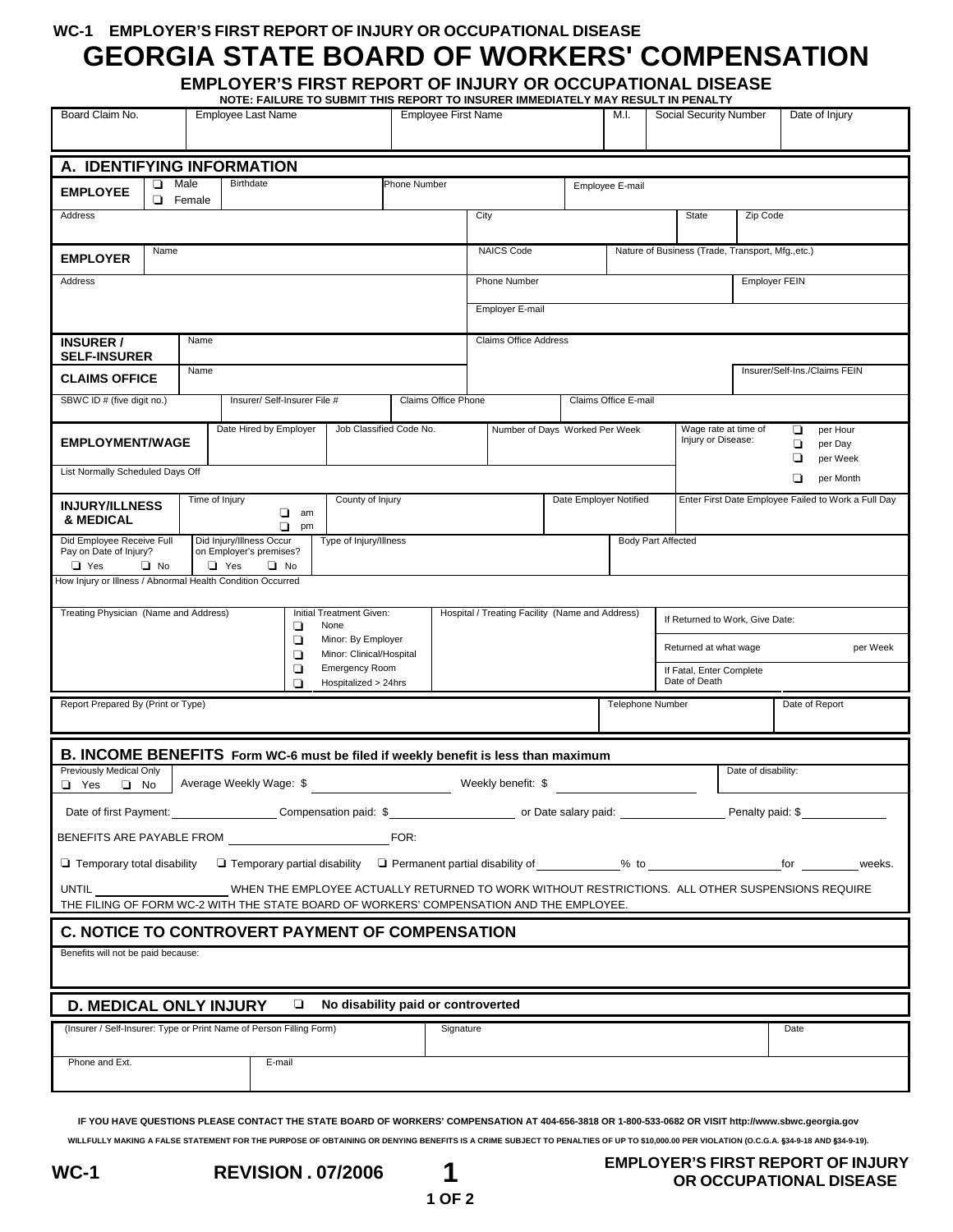WC-1 EMPLOYER'S FIRST REPORT OF INJURY OR OCCUPATIONAL DISEASE

# GEORGIA STATE BOARD OF WORKERS' COMPENSATION

## EMPLOYER'S FIRST REPORT OF INJURY OR OCCUPATIONAL DISEASE

**NOTE: FAILURE TO SUBMIT THIS REPORT TO INSURER IMMEDIATELY MAY RESULT IN PENALTY**

| Board Claim No. | Employee Last Name | Employee First Name | M.I. | Social Security Number | Date of Injury |
|---|---|---|---|---|---|
| | | | | | |

## A. IDENTIFYING INFORMATION

| EMPLOYEE | ❑ Male ❑ Female | Birthdate | Phone Number | Employee E-mail | |
|---|---|---|---|---|---|
| Address | | | City | State | Zip Code |

| EMPLOYER | Name | NAICS Code | Nature of Business (Trade, Transport, Mfg.,etc.) |
|---|---|---|---|
| Address | | Phone Number | Employer FEIN |
| | | Employer E-mail | |

| INSURER / SELF-INSURER | Name | Claims Office Address | |
|---|---|---|---|
| CLAIMS OFFICE | Name | | Insurer/Self-Ins./Claims FEIN |
| SBWC ID # (five digit no.) | Insurer/ Self-Insurer File # | Claims Office Phone | Claims Office E-mail |

| EMPLOYMENT/WAGE | Date Hired by Employer | Job Classified Code No. | Number of Days Worked Per Week | Wage rate at time of Injury or Disease: | ❑ per Hour ❑ per Day ❑ per Week ❑ per Month |
|---|---|---|---|---|---|
| List Normally Scheduled Days Off | | | | | |

| INJURY/ILLNESS & MEDICAL | Time of Injury ❑ am ❑ pm | County of Injury | Date Employer Notified | Enter First Date Employee Failed to Work a Full Day |
|---|---|---|---|---|
| Did Employee Receive Full Pay on Date of Injury? ❑ Yes ❑ No | Did Injury/Illness Occur on Employer's premises? ❑ Yes ❑ No | Type of Injury/Illness | Body Part Affected | |
| How Injury or Illness / Abnormal Health Condition Occurred | | | | |

| Treating Physician (Name and Address) | Initial Treatment Given: ❑ None ❑ Minor: By Employer ❑ Minor: Clinical/Hospital ❑ Emergency Room ❑ Hospitalized > 24hrs | Hospital / Treating Facility (Name and Address) | If Returned to Work, Give Date: / Returned at what wage per Week / If Fatal, Enter Complete Date of Death |
|---|---|---|---|

| Report Prepared By (Print or Type) | Telephone Number | Date of Report |
|---|---|---|
| | | |

## B. INCOME BENEFITS Form WC-6 must be filed if weekly benefit is less than maximum

Previously Medical Only ❑ Yes ❑ No Average Weekly Wage: $ \_\_\_\_\_\_ Weekly benefit: $ \_\_\_\_\_\_ Date of disability:

Date of first Payment: \_\_\_\_\_\_ Compensation paid: $ \_\_\_\_\_\_ or Date salary paid: \_\_\_\_\_\_ Penalty paid: $ \_\_\_\_\_\_

BENEFITS ARE PAYABLE FROM \_\_\_\_\_\_ FOR:

❑ Temporary total disability ❑ Temporary partial disability ❑ Permanent partial disability of \_\_\_\_\_\_ % to \_\_\_\_\_\_ for \_\_\_\_\_\_ weeks.

UNTIL \_\_\_\_\_\_ WHEN THE EMPLOYEE ACTUALLY RETURNED TO WORK WITHOUT RESTRICTIONS. ALL OTHER SUSPENSIONS REQUIRE THE FILING OF FORM WC-2 WITH THE STATE BOARD OF WORKERS' COMPENSATION AND THE EMPLOYEE.

## C. NOTICE TO CONTROVERT PAYMENT OF COMPENSATION

Benefits will not be paid because:

## D. MEDICAL ONLY INJURY ❑ No disability paid or controverted

| (Insurer / Self-Insurer: Type or Print Name of Person Filling Form) | Signature | Date |
|---|---|---|
| Phone and Ext. | E-mail | |

IF YOU HAVE QUESTIONS PLEASE CONTACT THE STATE BOARD OF WORKERS' COMPENSATION AT 404-656-3818 OR 1-800-533-0682 OR VISIT http://www.sbwc.georgia.gov

WILLFULLY MAKING A FALSE STATEMENT FOR THE PURPOSE OF OBTAINING OR DENYING BENEFITS IS A CRIME SUBJECT TO PENALTIES OF UP TO $10,000.00 PER VIOLATION (O.C.G.A. §34-9-18 AND §34-9-19).

WC-1 REVISION . 07/2006 EMPLOYER'S FIRST REPORT OF INJURY OR OCCUPATIONAL DISEASE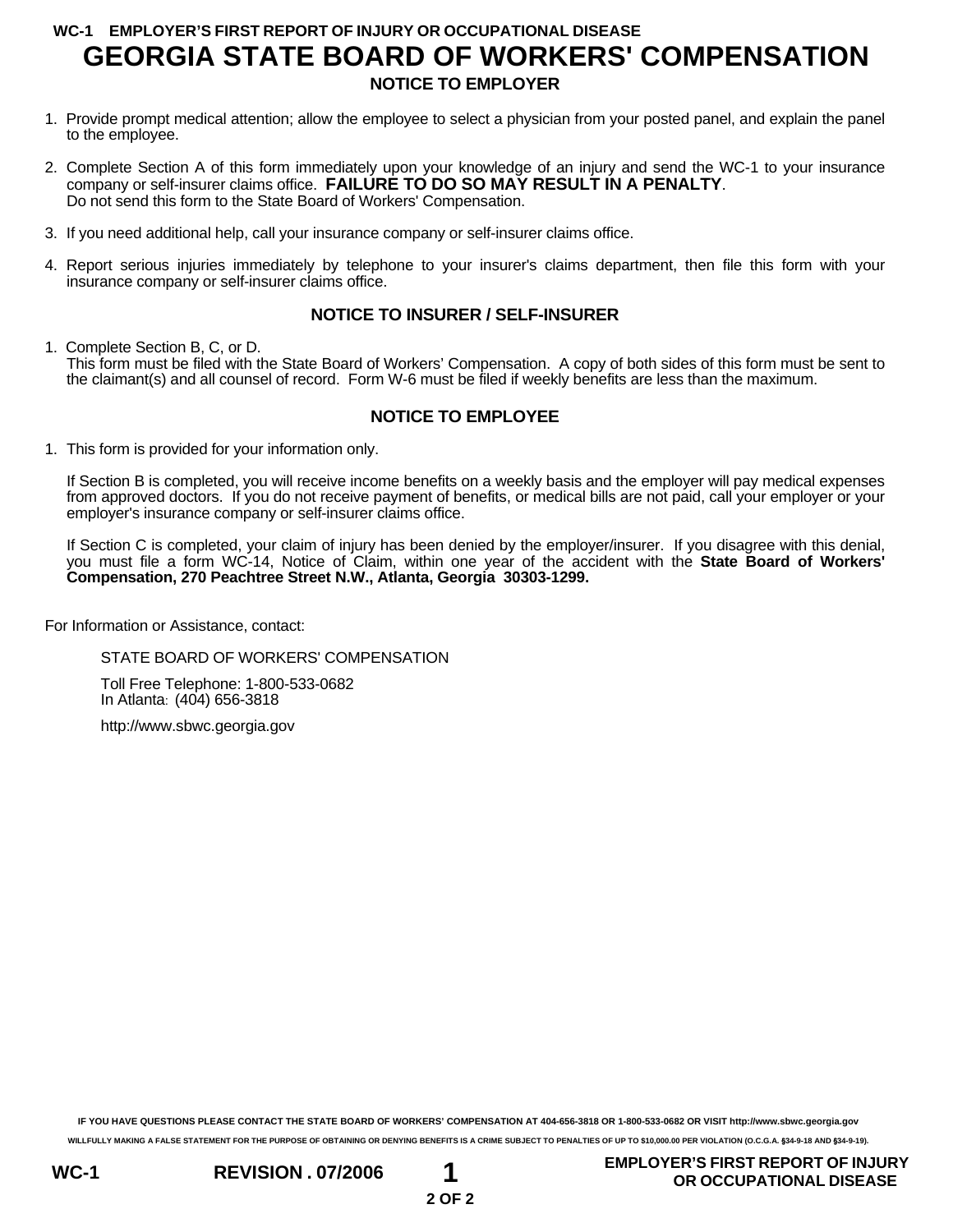**WC-1 EMPLOYER'S FIRST REPORT OF INJURY OR OCCUPATIONAL DISEASE**

# GEORGIA STATE BOARD OF WORKERS' COMPENSATION

## NOTICE TO EMPLOYER

1. Provide prompt medical attention; allow the employee to select a physician from your posted panel, and explain the panel to the employee.
2. Complete Section A of this form immediately upon your knowledge of an injury and send the WC-1 to your insurance company or self-insurer claims office. **FAILURE TO DO SO MAY RESULT IN A PENALTY**.
   Do not send this form to the State Board of Workers' Compensation.
3. If you need additional help, call your insurance company or self-insurer claims office.
4. Report serious injuries immediately by telephone to your insurer's claims department, then file this form with your insurance company or self-insurer claims office.

## NOTICE TO INSURER / SELF-INSURER

1. Complete Section B, C, or D.
   This form must be filed with the State Board of Workers' Compensation. A copy of both sides of this form must be sent to the claimant(s) and all counsel of record. Form W-6 must be filed if weekly benefits are less than the maximum.

## NOTICE TO EMPLOYEE

1. This form is provided for your information only.

   If Section B is completed, you will receive income benefits on a weekly basis and the employer will pay medical expenses from approved doctors. If you do not receive payment of benefits, or medical bills are not paid, call your employer or your employer's insurance company or self-insurer claims office.

   If Section C is completed, your claim of injury has been denied by the employer/insurer. If you disagree with this denial, you must file a form WC-14, Notice of Claim, within one year of the accident with the **State Board of Workers' Compensation, 270 Peachtree Street N.W., Atlanta, Georgia 30303-1299.**

For Information or Assistance, contact:

STATE BOARD OF WORKERS' COMPENSATION

Toll Free Telephone: 1-800-533-0682
In Atlanta: (404) 656-3818

http://www.sbwc.georgia.gov

**IF YOU HAVE QUESTIONS PLEASE CONTACT THE STATE BOARD OF WORKERS' COMPENSATION AT 404-656-3818 OR 1-800-533-0682 OR VISIT http://www.sbwc.georgia.gov**

**WILLFULLY MAKING A FALSE STATEMENT FOR THE PURPOSE OF OBTAINING OR DENYING BENEFITS IS A CRIME SUBJECT TO PENALTIES OF UP TO $10,000.00 PER VIOLATION (O.C.G.A. §34-9-18 AND §34-9-19).**

**WC-1 REVISION . 07/2006**